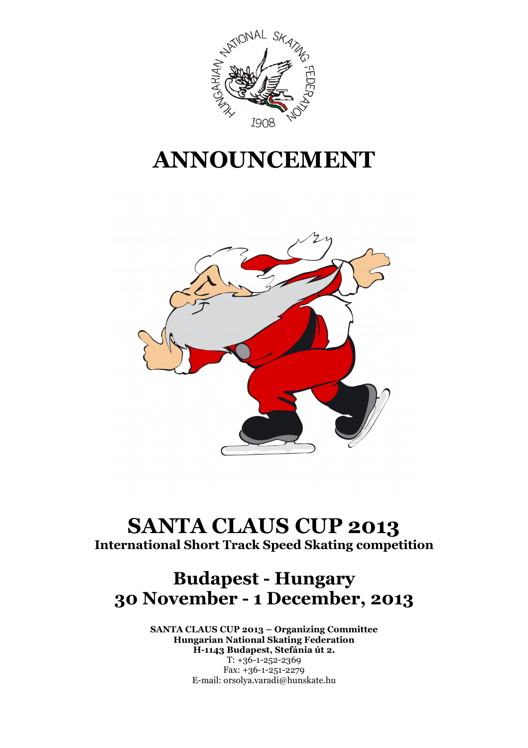# ANNOUNCEMENT

# SANTA CLAUS CUP 2013

**International Short Track Speed Skating competition**

## Budapest - Hungary
## 30 November - 1 December, 2013

**SANTA CLAUS CUP 2013 – Organizing Committee**
**Hungarian National Skating Federation**
**H-1143 Budapest, Stefánia út 2.**
T: +36-1-252-2369
Fax: +36-1-251-2279
E-mail: orsolya.varadi@hunskate.hu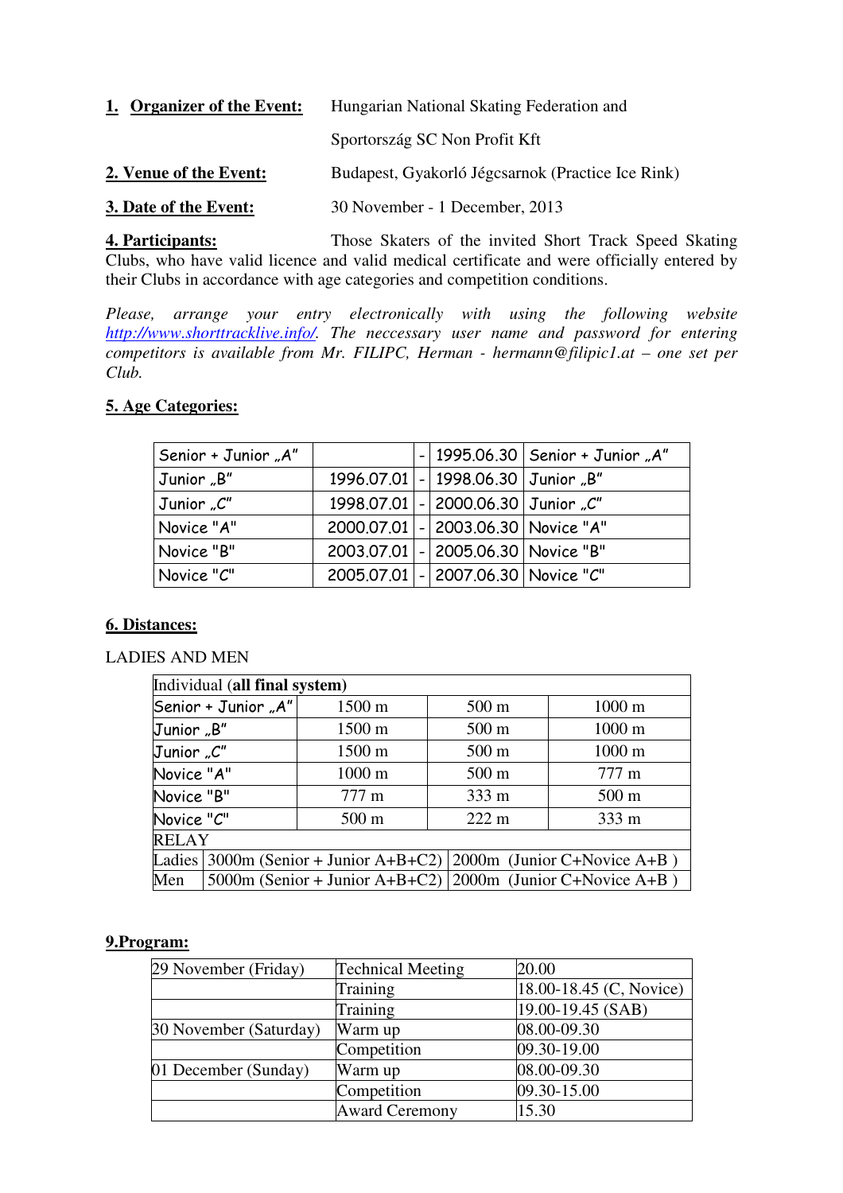**1. Organizer of the Event:** Hungarian National Skating Federation and Sportország SC Non Profit Kft

**2. Venue of the Event:** Budapest, Gyakorló Jégcsarnok (Practice Ice Rink)

**3. Date of the Event:** 30 November - 1 December, 2013

**4. Participants:** Those Skaters of the invited Short Track Speed Skating Clubs, who have valid licence and valid medical certificate and were officially entered by their Clubs in accordance with age categories and competition conditions.

*Please, arrange your entry electronically with using the following website [http://www.shorttracklive.info/](http://www.shorttracklive.info/). The neccessary user name and password for entering competitors is available from Mr. FILIPC, Herman - hermann@filipic1.at – one set per Club.*

**5. Age Categories:**

| Senior + Junior „A" | | - | 1995.06.30 | Senior + Junior „A" |
|---|---|---|---|---|
| Junior „B" | 1996.07.01 | - | 1998.06.30 | Junior „B" |
| Junior „C" | 1998.07.01 | - | 2000.06.30 | Junior „C" |
| Novice "A" | 2000.07.01 | - | 2003.06.30 | Novice "A" |
| Novice "B" | 2003.07.01 | - | 2005.06.30 | Novice "B" |
| Novice "C" | 2005.07.01 | - | 2007.06.30 | Novice "C" |

**6. Distances:**

LADIES AND MEN

| Individual (**all final system**) | | | |
|---|---|---|---|
| Senior + Junior „A" | 1500 m | 500 m | 1000 m |
| Junior „B" | 1500 m | 500 m | 1000 m |
| Junior „C" | 1500 m | 500 m | 1000 m |
| Novice "A" | 1000 m | 500 m | 777 m |
| Novice "B" | 777 m | 333 m | 500 m |
| Novice "C" | 500 m | 222 m | 333 m |
| RELAY | | | |
| Ladies | 3000m (Senior + Junior A+B+C2) | 2000m (Junior C+Novice A+B ) | |
| Men | 5000m (Senior + Junior A+B+C2) | 2000m (Junior C+Novice A+B ) | |

**9.Program:**

| 29 November (Friday) | Technical Meeting | 20.00 |
|---|---|---|
| | Training | 18.00-18.45 (C, Novice) |
| | Training | 19.00-19.45 (SAB) |
| 30 November (Saturday) | Warm up | 08.00-09.30 |
| | Competition | 09.30-19.00 |
| 01 December (Sunday) | Warm up | 08.00-09.30 |
| | Competition | 09.30-15.00 |
| | Award Ceremony | 15.30 |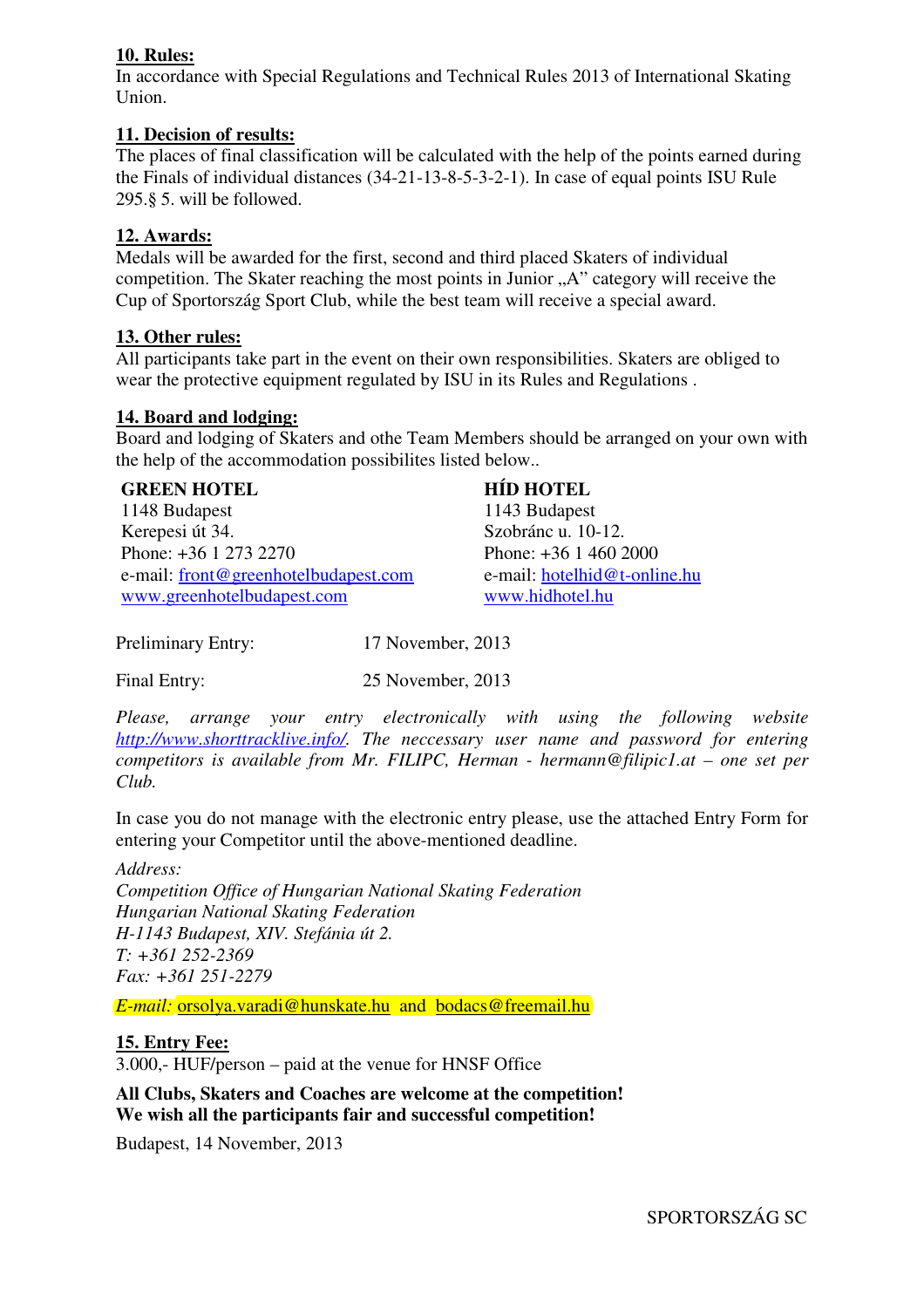**10. Rules:**

In accordance with Special Regulations and Technical Rules 2013 of International Skating Union.

**11. Decision of results:**

The places of final classification will be calculated with the help of the points earned during the Finals of individual distances (34-21-13-8-5-3-2-1). In case of equal points ISU Rule 295.§ 5. will be followed.

**12. Awards:**

Medals will be awarded for the first, second and third placed Skaters of individual competition. The Skater reaching the most points in Junior „A" category will receive the Cup of Sportország Sport Club, while the best team will receive a special award.

**13. Other rules:**

All participants take part in the event on their own responsibilities. Skaters are obliged to wear the protective equipment regulated by ISU in its Rules and Regulations .

**14. Board and lodging:**

Board and lodging of Skaters and othe Team Members should be arranged on your own with the help of the accommodation possibilites listed below..

**GREEN HOTEL**
1148 Budapest
Kerepesi út 34.
Phone: +36 1 273 2270
e-mail: front@greenhotelbudapest.com
www.greenhotelbudapest.com

**HÍD HOTEL**
1143 Budapest
Szobránc u. 10-12.
Phone: +36 1 460 2000
e-mail: hotelhid@t-online.hu
www.hidhotel.hu

Preliminary Entry: 17 November, 2013

Final Entry: 25 November, 2013

*Please, arrange your entry electronically with using the following website http://www.shorttracklive.info/. The neccessary user name and password for entering competitors is available from Mr. FILIPC, Herman - hermann@filipic1.at – one set per Club.*

In case you do not manage with the electronic entry please, use the attached Entry Form for entering your Competitor until the above-mentioned deadline.

*Address:*
*Competition Office of Hungarian National Skating Federation*
*Hungarian National Skating Federation*
*H-1143 Budapest, XIV. Stefánia út 2.*
*T: +361 252-2369*
*Fax: +361 251-2279*

*E-mail:* orsolya.varadi@hunskate.hu and bodacs@freemail.hu

**15. Entry Fee:**

3.000,- HUF/person – paid at the venue for HNSF Office

**All Clubs, Skaters and Coaches are welcome at the competition!**
**We wish all the participants fair and successful competition!**

Budapest, 14 November, 2013

SPORTORSZÁG SC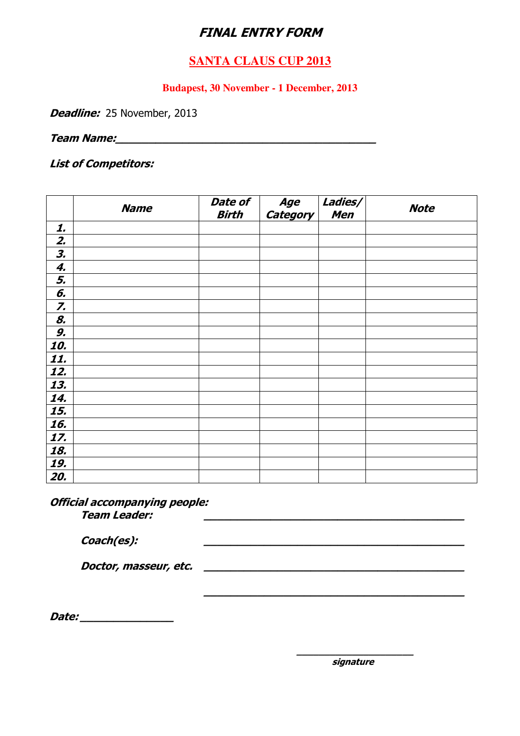# *FINAL ENTRY FORM*

## SANTA CLAUS CUP 2013

**Budapest, 30 November - 1 December, 2013**

***Deadline:*** 25 November, 2013

***Team Name:***\_\_\_\_\_\_\_\_\_\_\_\_\_\_\_\_\_\_\_\_\_\_\_\_\_\_\_\_\_\_\_\_\_\_\_\_\_\_\_\_\_\_

***List of Competitors:***

| | *Name* | *Date of Birth* | *Age Category* | *Ladies/ Men* | *Note* |
|---|---|---|---|---|---|
| *1.* | | | | | |
| *2.* | | | | | |
| *3.* | | | | | |
| *4.* | | | | | |
| *5.* | | | | | |
| *6.* | | | | | |
| *7.* | | | | | |
| *8.* | | | | | |
| *9.* | | | | | |
| *10.* | | | | | |
| *11.* | | | | | |
| *12.* | | | | | |
| *13.* | | | | | |
| *14.* | | | | | |
| *15.* | | | | | |
| *16.* | | | | | |
| *17.* | | | | | |
| *18.* | | | | | |
| *19.* | | | | | |
| *20.* | | | | | |

***Official accompanying people:***

***Team Leader:*** \_\_\_\_\_\_\_\_\_\_\_\_\_\_\_\_\_\_\_\_\_\_\_\_\_\_\_\_\_\_\_\_\_\_\_\_\_\_\_\_\_\_

***Coach(es):*** \_\_\_\_\_\_\_\_\_\_\_\_\_\_\_\_\_\_\_\_\_\_\_\_\_\_\_\_\_\_\_\_\_\_\_\_\_\_\_\_\_\_

***Doctor, masseur, etc.*** \_\_\_\_\_\_\_\_\_\_\_\_\_\_\_\_\_\_\_\_\_\_\_\_\_\_\_\_\_\_\_\_\_\_\_\_\_\_\_\_\_\_

\_\_\_\_\_\_\_\_\_\_\_\_\_\_\_\_\_\_\_\_\_\_\_\_\_\_\_\_\_\_\_\_\_\_\_\_\_\_\_\_\_\_

***Date:***\_\_\_\_\_\_\_\_\_\_\_\_\_\_\_

\_\_\_\_\_\_\_\_\_\_\_\_\_\_\_\_\_\_\_\_

***signature***